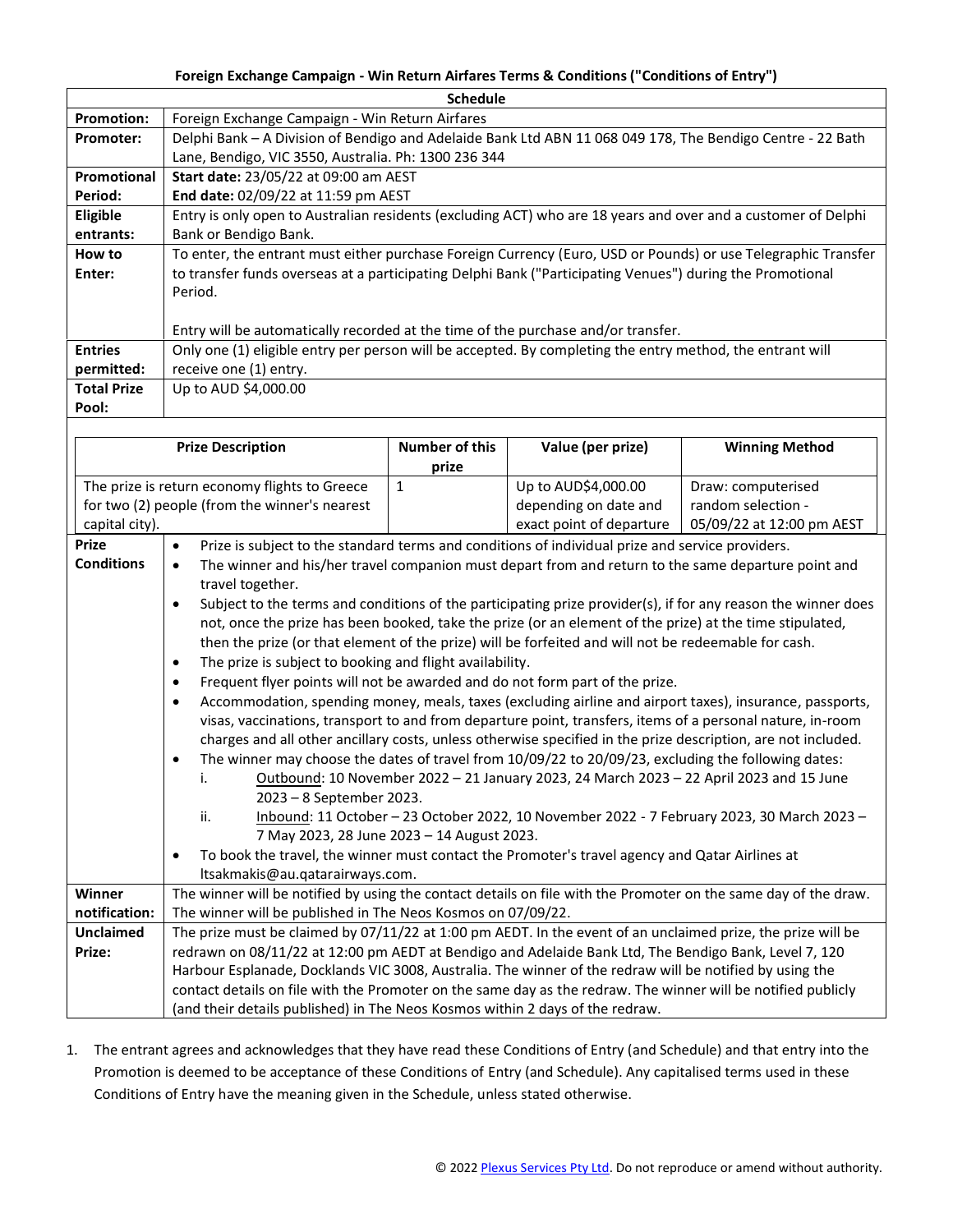# Foreign Exchange Campaign - Win Return Airfares Terms & Conditions ("Conditions of Entry")

| Schedule | |
|---|---|
| **Promotion:** | Foreign Exchange Campaign - Win Return Airfares |
| **Promoter:** | Delphi Bank – A Division of Bendigo and Adelaide Bank Ltd ABN 11 068 049 178, The Bendigo Centre - 22 Bath Lane, Bendigo, VIC 3550, Australia. Ph: 1300 236 344 |
| **Promotional Period:** | **Start date:** 23/05/22 at 09:00 am AEST<br>**End date:** 02/09/22 at 11:59 pm AEST |
| **Eligible entrants:** | Entry is only open to Australian residents (excluding ACT) who are 18 years and over and a customer of Delphi Bank or Bendigo Bank. |
| **How to Enter:** | To enter, the entrant must either purchase Foreign Currency (Euro, USD or Pounds) or use Telegraphic Transfer to transfer funds overseas at a participating Delphi Bank ("Participating Venues") during the Promotional Period.<br><br>Entry will be automatically recorded at the time of the purchase and/or transfer. |
| **Entries permitted:** | Only one (1) eligible entry per person will be accepted. By completing the entry method, the entrant will receive one (1) entry. |
| **Total Prize Pool:** | Up to AUD $4,000.00 |

| Prize Description | Number of this prize | Value (per prize) | Winning Method |
|---|---|---|---|
| The prize is return economy flights to Greece for two (2) people (from the winner's nearest capital city). | 1 | Up to AUD$4,000.00 depending on date and exact point of departure | Draw: computerised random selection - 05/09/22 at 12:00 pm AEST |

| | |
|---|---|
| **Prize Conditions** | • Prize is subject to the standard terms and conditions of individual prize and service providers.<br>• The winner and his/her travel companion must depart from and return to the same departure point and travel together.<br>• Subject to the terms and conditions of the participating prize provider(s), if for any reason the winner does not, once the prize has been booked, take the prize (or an element of the prize) at the time stipulated, then the prize (or that element of the prize) will be forfeited and will not be redeemable for cash.<br>• The prize is subject to booking and flight availability.<br>• Frequent flyer points will not be awarded and do not form part of the prize.<br>• Accommodation, spending money, meals, taxes (excluding airline and airport taxes), insurance, passports, visas, vaccinations, transport to and from departure point, transfers, items of a personal nature, in-room charges and all other ancillary costs, unless otherwise specified in the prize description, are not included.<br>• The winner may choose the dates of travel from 10/09/22 to 20/09/23, excluding the following dates:<br>i. Outbound: 10 November 2022 – 21 January 2023, 24 March 2023 – 22 April 2023 and 15 June 2023 – 8 September 2023.<br>ii. Inbound: 11 October – 23 October 2022, 10 November 2022 - 7 February 2023, 30 March 2023 – 7 May 2023, 28 June 2023 – 14 August 2023.<br>• To book the travel, the winner must contact the Promoter's travel agency and Qatar Airlines at ltsakmakis@au.qatarairways.com. |
| **Winner notification:** | The winner will be notified by using the contact details on file with the Promoter on the same day of the draw. The winner will be published in The Neos Kosmos on 07/09/22. |
| **Unclaimed Prize:** | The prize must be claimed by 07/11/22 at 1:00 pm AEDT. In the event of an unclaimed prize, the prize will be redrawn on 08/11/22 at 12:00 pm AEDT at Bendigo and Adelaide Bank Ltd, The Bendigo Bank, Level 7, 120 Harbour Esplanade, Docklands VIC 3008, Australia. The winner of the redraw will be notified by using the contact details on file with the Promoter on the same day as the redraw. The winner will be notified publicly (and their details published) in The Neos Kosmos within 2 days of the redraw. |

1. The entrant agrees and acknowledges that they have read these Conditions of Entry (and Schedule) and that entry into the Promotion is deemed to be acceptance of these Conditions of Entry (and Schedule). Any capitalised terms used in these Conditions of Entry have the meaning given in the Schedule, unless stated otherwise.

© 2022 Plexus Services Pty Ltd. Do not reproduce or amend without authority.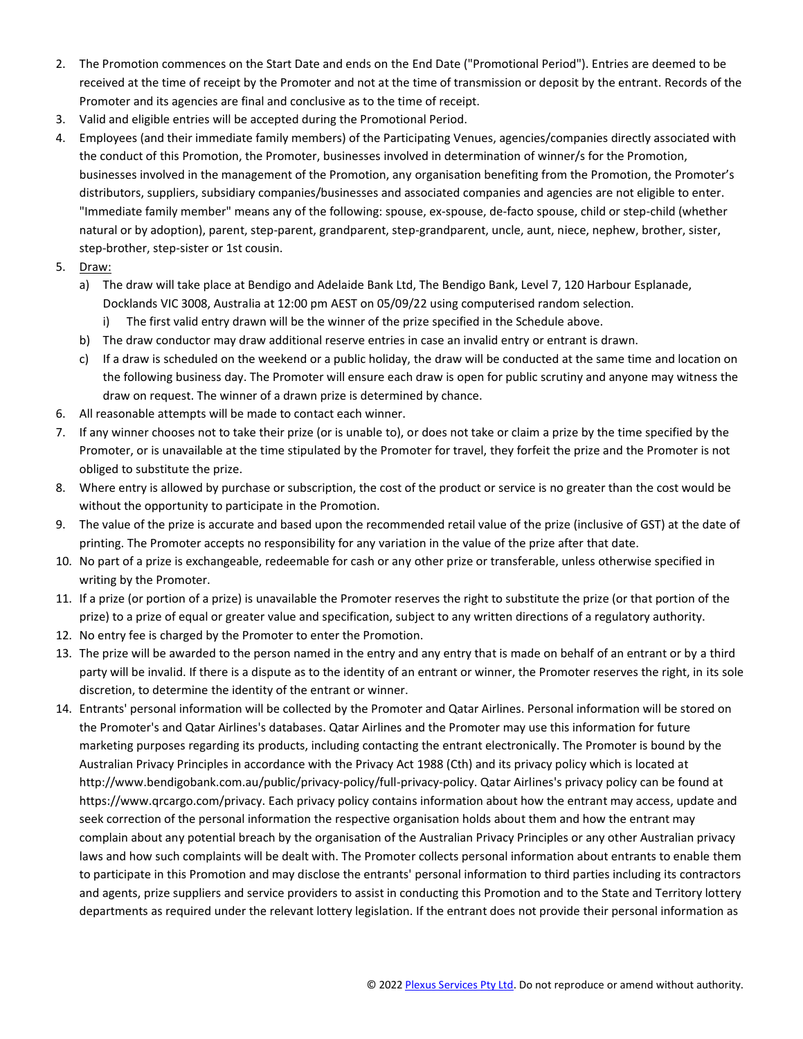2. The Promotion commences on the Start Date and ends on the End Date ("Promotional Period"). Entries are deemed to be received at the time of receipt by the Promoter and not at the time of transmission or deposit by the entrant. Records of the Promoter and its agencies are final and conclusive as to the time of receipt.
3. Valid and eligible entries will be accepted during the Promotional Period.
4. Employees (and their immediate family members) of the Participating Venues, agencies/companies directly associated with the conduct of this Promotion, the Promoter, businesses involved in determination of winner/s for the Promotion, businesses involved in the management of the Promotion, any organisation benefiting from the Promotion, the Promoter's distributors, suppliers, subsidiary companies/businesses and associated companies and agencies are not eligible to enter. "Immediate family member" means any of the following: spouse, ex-spouse, de-facto spouse, child or step-child (whether natural or by adoption), parent, step-parent, grandparent, step-grandparent, uncle, aunt, niece, nephew, brother, sister, step-brother, step-sister or 1st cousin.
5. Draw:
   a) The draw will take place at Bendigo and Adelaide Bank Ltd, The Bendigo Bank, Level 7, 120 Harbour Esplanade, Docklands VIC 3008, Australia at 12:00 pm AEST on 05/09/22 using computerised random selection.
      i) The first valid entry drawn will be the winner of the prize specified in the Schedule above.
   b) The draw conductor may draw additional reserve entries in case an invalid entry or entrant is drawn.
   c) If a draw is scheduled on the weekend or a public holiday, the draw will be conducted at the same time and location on the following business day. The Promoter will ensure each draw is open for public scrutiny and anyone may witness the draw on request. The winner of a drawn prize is determined by chance.
6. All reasonable attempts will be made to contact each winner.
7. If any winner chooses not to take their prize (or is unable to), or does not take or claim a prize by the time specified by the Promoter, or is unavailable at the time stipulated by the Promoter for travel, they forfeit the prize and the Promoter is not obliged to substitute the prize.
8. Where entry is allowed by purchase or subscription, the cost of the product or service is no greater than the cost would be without the opportunity to participate in the Promotion.
9. The value of the prize is accurate and based upon the recommended retail value of the prize (inclusive of GST) at the date of printing. The Promoter accepts no responsibility for any variation in the value of the prize after that date.
10. No part of a prize is exchangeable, redeemable for cash or any other prize or transferable, unless otherwise specified in writing by the Promoter.
11. If a prize (or portion of a prize) is unavailable the Promoter reserves the right to substitute the prize (or that portion of the prize) to a prize of equal or greater value and specification, subject to any written directions of a regulatory authority.
12. No entry fee is charged by the Promoter to enter the Promotion.
13. The prize will be awarded to the person named in the entry and any entry that is made on behalf of an entrant or by a third party will be invalid. If there is a dispute as to the identity of an entrant or winner, the Promoter reserves the right, in its sole discretion, to determine the identity of the entrant or winner.
14. Entrants' personal information will be collected by the Promoter and Qatar Airlines. Personal information will be stored on the Promoter's and Qatar Airlines's databases. Qatar Airlines and the Promoter may use this information for future marketing purposes regarding its products, including contacting the entrant electronically. The Promoter is bound by the Australian Privacy Principles in accordance with the Privacy Act 1988 (Cth) and its privacy policy which is located at http://www.bendigobank.com.au/public/privacy-policy/full-privacy-policy. Qatar Airlines's privacy policy can be found at https://www.qrcargo.com/privacy. Each privacy policy contains information about how the entrant may access, update and seek correction of the personal information the respective organisation holds about them and how the entrant may complain about any potential breach by the organisation of the Australian Privacy Principles or any other Australian privacy laws and how such complaints will be dealt with. The Promoter collects personal information about entrants to enable them to participate in this Promotion and may disclose the entrants' personal information to third parties including its contractors and agents, prize suppliers and service providers to assist in conducting this Promotion and to the State and Territory lottery departments as required under the relevant lottery legislation. If the entrant does not provide their personal information as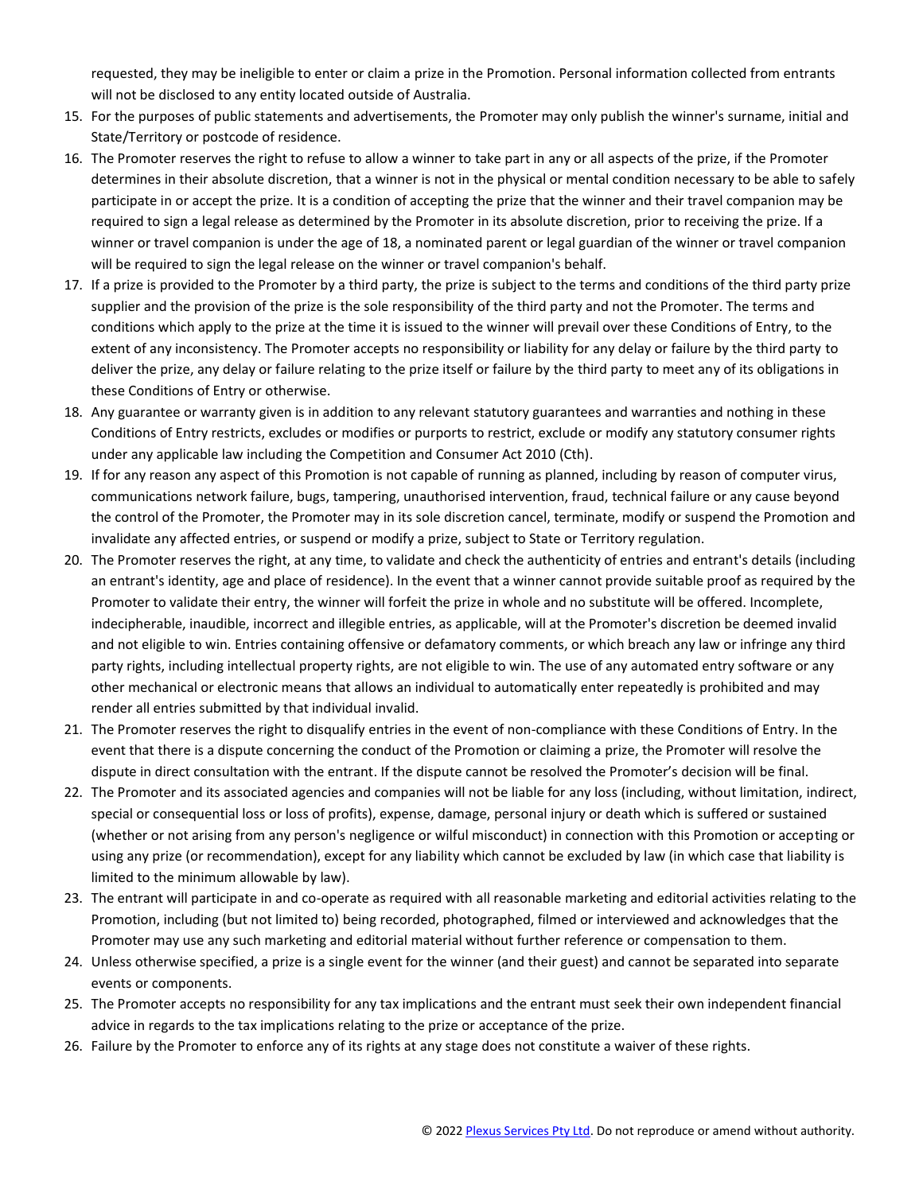requested, they may be ineligible to enter or claim a prize in the Promotion. Personal information collected from entrants will not be disclosed to any entity located outside of Australia.

15. For the purposes of public statements and advertisements, the Promoter may only publish the winner's surname, initial and State/Territory or postcode of residence.
16. The Promoter reserves the right to refuse to allow a winner to take part in any or all aspects of the prize, if the Promoter determines in their absolute discretion, that a winner is not in the physical or mental condition necessary to be able to safely participate in or accept the prize. It is a condition of accepting the prize that the winner and their travel companion may be required to sign a legal release as determined by the Promoter in its absolute discretion, prior to receiving the prize. If a winner or travel companion is under the age of 18, a nominated parent or legal guardian of the winner or travel companion will be required to sign the legal release on the winner or travel companion's behalf.
17. If a prize is provided to the Promoter by a third party, the prize is subject to the terms and conditions of the third party prize supplier and the provision of the prize is the sole responsibility of the third party and not the Promoter. The terms and conditions which apply to the prize at the time it is issued to the winner will prevail over these Conditions of Entry, to the extent of any inconsistency. The Promoter accepts no responsibility or liability for any delay or failure by the third party to deliver the prize, any delay or failure relating to the prize itself or failure by the third party to meet any of its obligations in these Conditions of Entry or otherwise.
18. Any guarantee or warranty given is in addition to any relevant statutory guarantees and warranties and nothing in these Conditions of Entry restricts, excludes or modifies or purports to restrict, exclude or modify any statutory consumer rights under any applicable law including the Competition and Consumer Act 2010 (Cth).
19. If for any reason any aspect of this Promotion is not capable of running as planned, including by reason of computer virus, communications network failure, bugs, tampering, unauthorised intervention, fraud, technical failure or any cause beyond the control of the Promoter, the Promoter may in its sole discretion cancel, terminate, modify or suspend the Promotion and invalidate any affected entries, or suspend or modify a prize, subject to State or Territory regulation.
20. The Promoter reserves the right, at any time, to validate and check the authenticity of entries and entrant's details (including an entrant's identity, age and place of residence). In the event that a winner cannot provide suitable proof as required by the Promoter to validate their entry, the winner will forfeit the prize in whole and no substitute will be offered. Incomplete, indecipherable, inaudible, incorrect and illegible entries, as applicable, will at the Promoter's discretion be deemed invalid and not eligible to win. Entries containing offensive or defamatory comments, or which breach any law or infringe any third party rights, including intellectual property rights, are not eligible to win. The use of any automated entry software or any other mechanical or electronic means that allows an individual to automatically enter repeatedly is prohibited and may render all entries submitted by that individual invalid.
21. The Promoter reserves the right to disqualify entries in the event of non-compliance with these Conditions of Entry. In the event that there is a dispute concerning the conduct of the Promotion or claiming a prize, the Promoter will resolve the dispute in direct consultation with the entrant. If the dispute cannot be resolved the Promoter's decision will be final.
22. The Promoter and its associated agencies and companies will not be liable for any loss (including, without limitation, indirect, special or consequential loss or loss of profits), expense, damage, personal injury or death which is suffered or sustained (whether or not arising from any person's negligence or wilful misconduct) in connection with this Promotion or accepting or using any prize (or recommendation), except for any liability which cannot be excluded by law (in which case that liability is limited to the minimum allowable by law).
23. The entrant will participate in and co-operate as required with all reasonable marketing and editorial activities relating to the Promotion, including (but not limited to) being recorded, photographed, filmed or interviewed and acknowledges that the Promoter may use any such marketing and editorial material without further reference or compensation to them.
24. Unless otherwise specified, a prize is a single event for the winner (and their guest) and cannot be separated into separate events or components.
25. The Promoter accepts no responsibility for any tax implications and the entrant must seek their own independent financial advice in regards to the tax implications relating to the prize or acceptance of the prize.
26. Failure by the Promoter to enforce any of its rights at any stage does not constitute a waiver of these rights.

© 2022 Plexus Services Pty Ltd. Do not reproduce or amend without authority.